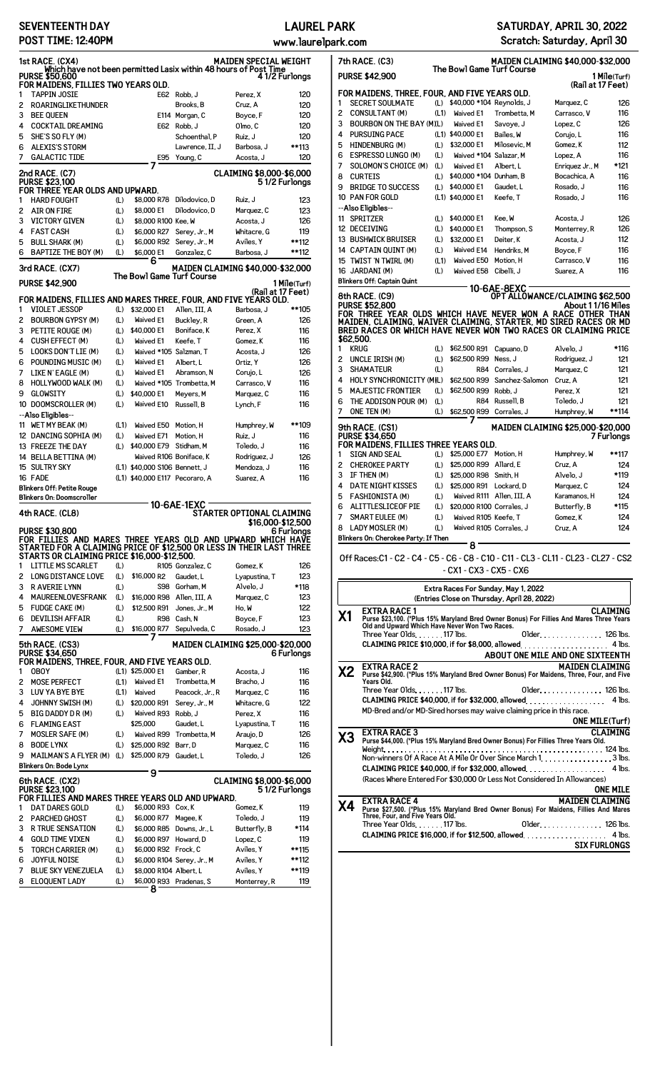# SEVENTEENTH DAY — LAUREL PARK — SATURDAY, APRIL 30, 2022

**POST TIME: 12:40PM** — www.laurelpark.com — Scratch: Saturday, April 30

## 1st RACE. (CX4) — MAIDEN SPECIAL WEIGHT

Which have not been permitted Lasix within 48 hours of Post Time

PURSE $50,600 — 4 1/2 Furlongs

FOR MAIDENS, FILLIES TWO YEARS OLD.

| # | Horse | | | Trainer | Jockey | Wt |
|---|---|---|---|---|---|---|
| 1 | TAPPIN JOSIE | | E62 | Robb, J | Perez, X | 120 |
| 2 | ROARINGLIKETHUNDER | | | Brooks, B | Cruz, A | 120 |
| 3 | BEE QUEEN | | E114 | Morgan, C | Boyce, F | 120 |
| 4 | COCKTAIL DREAMING | | E62 | Robb, J | Olmo, C | 120 |
| 5 | SHE'S SO FLY (M) | | | Schoenthal, P | Ruiz, J | 120 |
| 6 | ALEXIS'S STORM | | | Lawrence, II, J | Barbosa, J | **113 |
| 7 | GALACTIC TIDE | | E95 | Young, C | Acosta, J | 120 |

7

## 2nd RACE. (C7) — CLAIMING $8,000-$6,000

PURSE $23,100 — 5 1/2 Furlongs

FOR THREE YEAR OLDS AND UPWARD.

| # | Horse | Med | Claim | | Trainer | Jockey | Wt |
|---|---|---|---|---|---|---|---|
| 1 | HARD FOUGHT | (L) | $8,000 | R78 | DiLodovico, D | Ruiz, J | 123 |
| 2 | AIR ON FIRE | (L) | $8,000 | E1 | DiLodovico, D | Marquez, C | 123 |
| 3 | VICTORY GIVEN | (L) | $8,000 | R100 | Kee, W | Acosta, J | 126 |
| 4 | FAST CASH | (L) | $6,000 | R27 | Serey, Jr., M | Whitacre, G | 119 |
| 5 | BULL SHARK (M) | (L) | $6,000 | R92 | Serey, Jr., M | Aviles, Y | **112 |
| 6 | BAPTIZE THE BOY (M) | (L) | $6,000 | E1 | Gonzalez, C | Barbosa, J | **112 |

6

## 3rd RACE. (CX7) — MAIDEN CLAIMING $40,000-$32,000

The Bowl Game Turf Course

PURSE $42,900 — 1 Mile(Turf) (Rail at 17 Feet)

FOR MAIDENS, FILLIES AND MARES THREE, FOUR, AND FIVE YEARS OLD.

| # | Horse | Med | Claim | | Trainer | Jockey | Wt |
|---|---|---|---|---|---|---|---|
| 1 | VIOLET JESSOP | (L) | $32,000 | E1 | Allen, III, A | Barbosa, J | **105 |
| 2 | BOURBON GYPSY (M) | (L) | Waived | E1 | Buckley, R | Green, A | 126 |
| 3 | PETITE ROUGE (M) | (L) | $40,000 | E1 | Boniface, K | Perez, X | 116 |
| 4 | CUSH EFFECT (M) | (L) | Waived | E1 | Keefe, T | Gomez, K | 116 |
| 5 | LOOKS DON'T LIE (M) | (L) | Waived | *105 | Salzman, T | Acosta, J | 126 |
| 6 | POUNDING MUSIC (M) | (L) | Waived | E1 | Albert, L | Ortiz, Y | 126 |
| 7 | LIKE N' EAGLE (M) | (L) | Waived | E1 | Abramson, N | Corujo, L | 126 |
| 8 | HOLLYWOOD WALK (M) | (L) | Waived | *105 | Trombetta, M | Carrasco, V | 116 |
| 9 | GLOWSITY | (L) | $40,000 | E1 | Meyers, M | Marquez, C | 116 |
| 10 | DOOMSCROLLER (M) | (L) | Waived | E10 | Russell, B | Lynch, F | 116 |
| | --Also Eligibles-- | | | | | | |
| 11 | WET MY BEAK (M) | (L1) | Waived | E50 | Motion, H | Humphrey, W | **109 |
| 12 | DANCING SOPHIA (M) | (L) | Waived | E71 | Motion, H | Ruiz, J | 116 |
| 13 | FREEZE THE DAY | (L) | $40,000 | E79 | Stidham, M | Toledo, J | 116 |
| 14 | BELLA BETTINA (M) | | Waived | R106 | Boniface, K | Rodriguez, J | 126 |
| 15 | SULTRY SKY | (L1) | $40,000 | S106 | Bennett, J | Mendoza, J | 116 |
| 16 | FADE | (L1) | $40,000 | E117 | Pecoraro, A | Suarez, A | 116 |

Blinkers Off: Petite Rouge
Blinkers On: Doomscroller

10-6AE-1EXC

## 4th RACE. (CL8) — STARTER OPTIONAL CLAIMING $16,000-$12,500

PURSE $30,800 — 6 Furlongs

FOR FILLIES AND MARES THREE YEARS OLD AND UPWARD WHICH HAVE STARTED FOR A CLAIMING PRICE OF $12,500 OR LESS IN THEIR LAST THREE STARTS OR CLAIMING PRICE $16,000-$12,500.

| # | Horse | Med | Claim | | Trainer | Jockey | Wt |
|---|---|---|---|---|---|---|---|
| 1 | LITTLE MS SCARLET | (L) | | R105 | Gonzalez, C | Gomez, K | 126 |
| 2 | LONG DISTANCE LOVE | (L) | $16,000 | R2 | Gaudet, L | Lyapustina, T | 123 |
| 3 | R AVERIE LYNN | (L) | | S98 | Gorham, M | Alvelo, J | *118 |
| 4 | MAUREENLOVESFRANK | (L) | $16,000 | R98 | Allen, III, A | Marquez, C | 123 |
| 5 | FUDGE CAKE (M) | (L) | $12,500 | R91 | Jones, Jr., M | Ho, W | 122 |
| 6 | DEVILISH AFFAIR | (L) | | R98 | Cash, N | Boyce, F | 123 |
| 7 | AWESOME VIEW | (L) | $16,000 | R77 | Sepulveda, C | Rosado, J | 123 |

7

## 5th RACE. (CS3) — MAIDEN CLAIMING $25,000-$20,000

PURSE $34,650 — 6 Furlongs

FOR MAIDENS, THREE, FOUR, AND FIVE YEARS OLD.

| # | Horse | Med | Claim | | Trainer | Jockey | Wt |
|---|---|---|---|---|---|---|---|
| 1 | OBOY | (L1) | $25,000 | E1 | Gamber, R | Acosta, J | 116 |
| 2 | MOSE PERFECT | (L1) | Waived | E1 | Trombetta, M | Bracho, J | 116 |
| 3 | LUV YA BYE BYE | (L1) | Waived | | Peacock, Jr., R | Marquez, C | 116 |
| 4 | JOHNNY SWISH (M) | (L) | $20,000 | R91 | Serey, Jr., M | Whitacre, G | 122 |
| 5 | BIG DADDY D R (M) | (L) | Waived | R93 | Robb, J | Perez, X | 116 |
| 6 | FLAMING EAST | | $25,000 | | Gaudet, L | Lyapustina, T | 116 |
| 7 | MOSLER SAFE (M) | (L) | Waived | R99 | Trombetta, M | Araujo, D | 126 |
| 8 | BODE LYNX | (L) | $25,000 | R92 | Barr, D | Marquez, C | 116 |
| 9 | MAILMAN'S A FLYER (M) | (L) | $25,000 | R79 | Gaudet, L | Toledo, J | 126 |

Blinkers On: Bode Lynx

9

## 6th RACE. (CX2) — CLAIMING $8,000-$6,000

PURSE $23,100 — 5 1/2 Furlongs

FOR FILLIES AND MARES THREE YEARS OLD AND UPWARD.

| # | Horse | Med | Claim | | Trainer | Jockey | Wt |
|---|---|---|---|---|---|---|---|
| 1 | DAT DARES GOLD | (L) | $6,000 | R93 | Cox, K | Gomez, K | 119 |
| 2 | PARCHED GHOST | (L) | $6,000 | R77 | Magee, K | Toledo, J | 119 |
| 3 | R TRUE SENSATION | (L) | $6,000 | R85 | Downs, Jr., L | Butterfly, B | *114 |
| 4 | GOLD TIME VIXEN | (L) | $6,000 | R97 | Howard, D | Lopez, C | 119 |
| 5 | TORCH CARRIER (M) | (L) | $6,000 | R92 | Frock, C | Aviles, Y | **115 |
| 6 | JOYFUL NOISE | (L) | $6,000 | R104 | Serey, Jr., M | Aviles, Y | **112 |
| 7 | BLUE SKY VENEZUELA | (L) | $8,000 | R104 | Albert, L | Aviles, Y | **119 |
| 8 | ELOQUENT LADY | (L) | $6,000 | R93 | Pradenas, S | Monterrey, R | 119 |

8

## 7th RACE. (C3) — MAIDEN CLAIMING $40,000-$32,000

The Bowl Game Turf Course

PURSE $42,900 — 1 Mile(Turf) (Rail at 17 Feet)

FOR MAIDENS, THREE, FOUR, AND FIVE YEARS OLD.

| # | Horse | Med | Claim | | Trainer | Jockey | Wt |
|---|---|---|---|---|---|---|---|
| 1 | SECRET SOULMATE | (L) | $40,000 | *104 | Reynolds, J | Marquez, C | 126 |
| 2 | CONSULTANT (M) | (L1) | Waived | E1 | Trombetta, M | Carrasco, V | 116 |
| 3 | BOURBON ON THE BAY (M) | (L) | Waived | E1 | Savoye, J | Lopez, C | 126 |
| 4 | PURSUING PACE | (L1) | $40,000 | E1 | Bailes, W | Corujo, L | 116 |
| 5 | HINDENBURG (M) | (L) | $32,000 | E1 | Milosevic, M | Gomez, K | 112 |
| 6 | ESPRESSO LUNGO (M) | (L) | Waived | *104 | Salazar, M | Lopez, A | 116 |
| 7 | SOLOMON'S CHOICE (M) | (L) | Waived | E1 | Albert, L | Enriquez Jr., M | *121 |
| 8 | CURTEIS | (L) | $40,000 | *104 | Dunham, B | Bocachica, A | 116 |
| 9 | BRIDGE TO SUCCESS | (L) | $40,000 | E1 | Gaudet, L | Rosado, J | 116 |
| 10 | PAN FOR GOLD | (L1) | $40,000 | E1 | Keefe, T | Rosado, J | 116 |
| | --Also Eligibles-- | | | | | | |
| 11 | SPRITZER | (L) | $40,000 | E1 | Kee, W | Acosta, J | 126 |
| 12 | DECEIVING | (L) | $40,000 | E1 | Thompson, S | Monterrey, R | 126 |
| 13 | BUSHWICK BRUISER | (L) | $32,000 | E1 | Deiter, K | Acosta, J | 112 |
| 14 | CAPTAIN QUINT (M) | (L) | Waived | E14 | Hendriks, M | Boyce, F | 116 |
| 15 | TWIST 'N TWIRL (M) | (L1) | Waived | E50 | Motion, H | Carrasco, V | 116 |
| 16 | JARDANI (M) | (L) | Waived | E58 | Cibelli, J | Suarez, A | 116 |

Blinkers Off: Captain Quint

10-6AE-8EXC

## 8th RACE. (C9) — OPT ALLOWANCE/CLAIMING $62,500

PURSE $52,800 — About 1 1/16 Miles

FOR THREE YEAR OLDS WHICH HAVE NEVER WON A RACE OTHER THAN MAIDEN, CLAIMING, WAIVER CLAIMING, STARTER, MD SIRED RACES OR MD BRED RACES OR WHICH HAVE NEVER WON TWO RACES OR CLAIMING PRICE $62,500.

| # | Horse | Med | Claim | | Trainer | Jockey | Wt |
|---|---|---|---|---|---|---|---|
| 1 | KRUG | (L) | $62,500 | R91 | Capuano, D | Alvelo, J | *116 |
| 2 | UNCLE IRISH (M) | (L) | $62,500 | R99 | Ness, J | Rodriguez, J | 121 |
| 3 | SHAMATEUR | (L) | | R84 | Corrales, J | Marquez, C | 121 |
| 4 | HOLY SYNCHRONICITY (M) | (L) | $62,500 | R99 | Sanchez-Salomon | Cruz, A | 121 |
| 5 | MAJESTIC FRONTIER | (L) | $62,500 | R99 | Robb, J | Perez, X | 121 |
| 6 | THE ADDISON POUR (M) | (L) | | R84 | Russell, B | Toledo, J | 121 |
| 7 | ONE TEN (M) | (L) | $62,500 | R99 | Corrales, J | Humphrey, W | **114 |

7

## 9th RACE. (CS1) — MAIDEN CLAIMING $25,000-$20,000

PURSE $34,650 — 7 Furlongs

FOR MAIDENS, FILLIES THREE YEARS OLD.

| # | Horse | Med | Claim | | Trainer | Jockey | Wt |
|---|---|---|---|---|---|---|---|
| 1 | SIGN AND SEAL | (L) | $25,000 | E77 | Motion, H | Humphrey, W | **117 |
| 2 | CHEROKEE PARTY | (L) | $25,000 | R99 | Allard, E | Cruz, A | 124 |
| 3 | IF THEN (M) | (L) | $25,000 | R98 | Smith, H | Alvelo, J | *119 |
| 4 | DATE NIGHT KISSES | (L) | $25,000 | R91 | Lockard, D | Marquez, C | 124 |
| 5 | FASHIONISTA (M) | (L) | Waived | R111 | Allen, III, A | Karamanos, H | 124 |
| 6 | ALITTLESLICEOF PIE | (L) | $20,000 | R100 | Corrales, J | Butterfly, B | *115 |
| 7 | SMART EULEE (M) | (L) | Waived | R105 | Keefe, T | Gomez, K | 124 |
| 8 | LADY MOSLER (M) | (L) | Waived | R105 | Corrales, J | Cruz, A | 124 |

Blinkers On: Cherokee Party; If Then

8

Off Races:C1 - C2 - C4 - C5 - C6 - C8 - C10 - C11 - CL3 - CL11 - CL23 - CL27 - CS2 - CX1 - CX3 - CX5 - CX6

### Extra Races For Sunday, May 1, 2022
(Entries Close on Thursday, April 28, 2022)

**X1 — EXTRA RACE 1 — CLAIMING**

Purse $23,100. (*Plus 15% Maryland Bred Owner Bonus) For Fillies And Mares Three Years Old and Upward Which Have Never Won Two Races.

Three Year Olds. . . . . . . 117 lbs. Older. . . . . . . . . . . . . . . 126 lbs.

CLAIMING PRICE $10,000, if for $8,000, allowed. . . . . . . . . . . . . . . . . . . . . 4 lbs.

ABOUT ONE MILE AND ONE SIXTEENTH

**X2 — EXTRA RACE 2 — MAIDEN CLAIMING**

Purse $42,900. (*Plus 15% Maryland Bred Owner Bonus) For Maidens, Three, Four, and Five Years Old.

Three Year Olds. . . . . . . 117 lbs. Older. . . . . . . . . . . . . . . 126 lbs.

CLAIMING PRICE $40,000, if for $32,000, allowed. . . . . . . . . . . . . . . . . 4 lbs.

MD-Bred and/or MD-Sired horses may waive claiming price in this race.

ONE MILE(Turf)

**X3 — EXTRA RACE 3 — CLAIMING**

Purse $44,000. (*Plus 15% Maryland Bred Owner Bonus) For Fillies Three Years Old.

Weight. . . . . . . . . . . . . . . . . . . . . . . . . . . . . . . . . . . . . . . . . . . . . . . . . . . . . 124 lbs.

Non-winners Of A Race At A Mile Or Over Since March 1. . . . . . . . . . . . . . 3 lbs.

CLAIMING PRICE $40,000, if for $32,000, allowed. . . . . . . . . . . . . . . . . . 4 lbs.

(Races Where Entered For $30,000 Or Less Not Considered In Allowances)

ONE MILE

**X4 — EXTRA RACE 4 — MAIDEN CLAIMING**

Purse $27,500. (*Plus 15% Maryland Bred Owner Bonus) For Maidens, Fillies And Mares Three, Four, and Five Years Old.

Three Year Olds. . . . . . . 117 lbs. Older. . . . . . . . . . . . . . . 126 lbs.

CLAIMING PRICE $16,000, if for $12,500, allowed. . . . . . . . . . . . . . . . . . . . 4 lbs.

SIX FURLONGS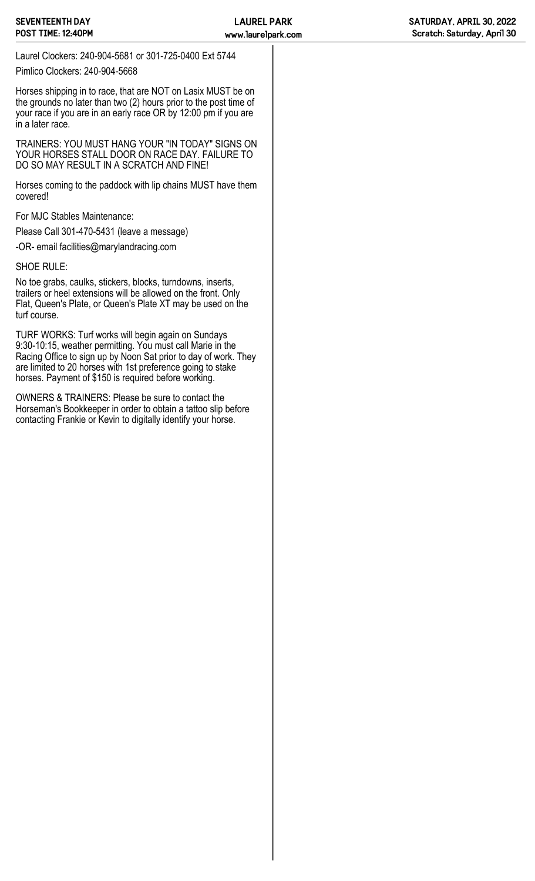Laurel Clockers: 240-904-5681 or 301-725-0400 Ext 5744

Pimlico Clockers: 240-904-5668

Horses shipping in to race, that are NOT on Lasix MUST be on the grounds no later than two (2) hours prior to the post time of your race if you are in an early race OR by 12:00 pm if you are in a later race.

TRAINERS: YOU MUST HANG YOUR "IN TODAY" SIGNS ON YOUR HORSES STALL DOOR ON RACE DAY. FAILURE TO DO SO MAY RESULT IN A SCRATCH AND FINE!

Horses coming to the paddock with lip chains MUST have them covered!

For MJC Stables Maintenance:

Please Call 301-470-5431 (leave a message)

-OR- email facilities@marylandracing.com

SHOE RULE:

No toe grabs, caulks, stickers, blocks, turndowns, inserts, trailers or heel extensions will be allowed on the front. Only Flat, Queen's Plate, or Queen's Plate XT may be used on the turf course.

TURF WORKS: Turf works will begin again on Sundays 9:30-10:15, weather permitting. You must call Marie in the Racing Office to sign up by Noon Sat prior to day of work. They are limited to 20 horses with 1st preference going to stake horses. Payment of $150 is required before working.

OWNERS & TRAINERS: Please be sure to contact the Horseman's Bookkeeper in order to obtain a tattoo slip before contacting Frankie or Kevin to digitally identify your horse.